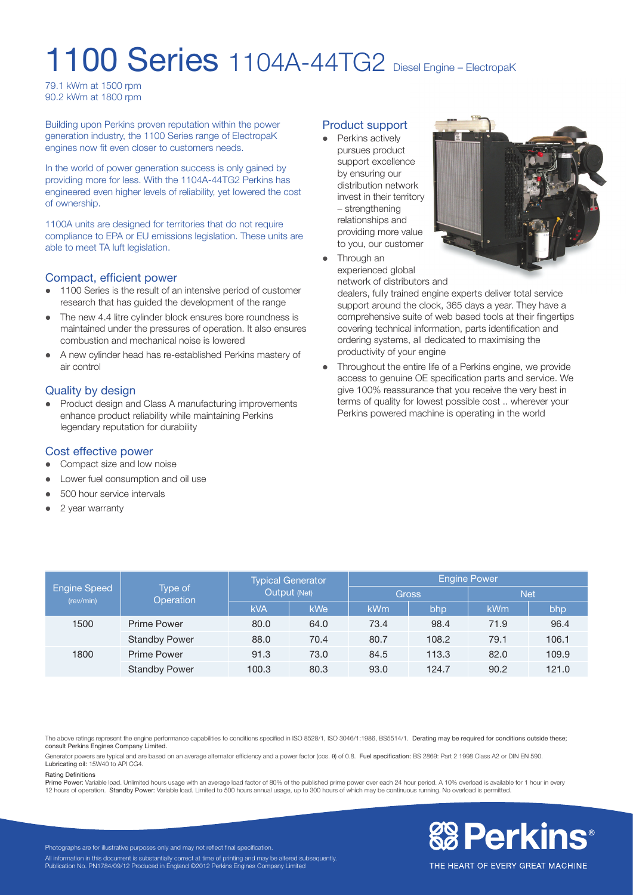# 1100 Series 1104A-44TG2 Diesel Engine – ElectropaK

79.1 kWm at 1500 rpm
90.2 kWm at 1800 rpm

Building upon Perkins proven reputation within the power generation industry, the 1100 Series range of ElectropaK engines now fit even closer to customers needs.

In the world of power generation success is only gained by providing more for less. With the 1104A-44TG2 Perkins has engineered even higher levels of reliability, yet lowered the cost of ownership.

1100A units are designed for territories that do not require compliance to EPA or EU emissions legislation. These units are able to meet TA luft legislation.

## Compact, efficient power

- 1100 Series is the result of an intensive period of customer research that has guided the development of the range
- The new 4.4 litre cylinder block ensures bore roundness is maintained under the pressures of operation. It also ensures combustion and mechanical noise is lowered
- A new cylinder head has re-established Perkins mastery of air control

## Quality by design

- Product design and Class A manufacturing improvements enhance product reliability while maintaining Perkins legendary reputation for durability

## Cost effective power

- Compact size and low noise
- Lower fuel consumption and oil use
- 500 hour service intervals
- 2 year warranty

## Product support

- Perkins actively pursues product support excellence by ensuring our distribution network invest in their territory – strengthening relationships and providing more value to you, our customer
- Through an experienced global network of distributors and dealers, fully trained engine experts deliver total service support around the clock, 365 days a year. They have a comprehensive suite of web based tools at their fingertips covering technical information, parts identification and ordering systems, all dedicated to maximising the productivity of your engine
- Throughout the entire life of a Perkins engine, we provide access to genuine OE specification parts and service. We give 100% reassurance that you receive the very best in terms of quality for lowest possible cost .. wherever your Perkins powered machine is operating in the world

| Engine Speed (rev/min) | Type of Operation | Typical Generator Output (Net) | | Engine Power | | | |
|---|---|---|---|---|---|---|---|
| | | | | Gross | | Net | |
| | | kVA | kWe | kWm | bhp | kWm | bhp |
| 1500 | Prime Power | 80.0 | 64.0 | 73.4 | 98.4 | 71.9 | 96.4 |
| | Standby Power | 88.0 | 70.4 | 80.7 | 108.2 | 79.1 | 106.1 |
| 1800 | Prime Power | 91.3 | 73.0 | 84.5 | 113.3 | 82.0 | 109.9 |
| | Standby Power | 100.3 | 80.3 | 93.0 | 124.7 | 90.2 | 121.0 |

The above ratings represent the engine performance capabilities to conditions specified in ISO 8528/1, ISO 3046/1:1986, BS5514/1. **Derating may be required for conditions outside these; consult Perkins Engines Company Limited.**

Generator powers are typical and are based on an average alternator efficiency and a power factor (cos. θ) of 0.8. **Fuel specification:** BS 2869: Part 2 1998 Class A2 or DIN EN 590. **Lubricating oil:** 15W40 to API CG4.

**Rating Definitions**

**Prime Power:** Variable load. Unlimited hours usage with an average load factor of 80% of the published prime power over each 24 hour period. A 10% overload is available for 1 hour in every 12 hours of operation. **Standby Power:** Variable load. Limited to 500 hours annual usage, up to 300 hours of which may be continuous running. No overload is permitted.

Photographs are for illustrative purposes only and may not reflect final specification.

All information in this document is substantially correct at time of printing and may be altered subsequently.
Publication No. PN1784/09/12 Produced in England ©2012 Perkins Engines Company Limited

Perkins®
THE HEART OF EVERY GREAT MACHINE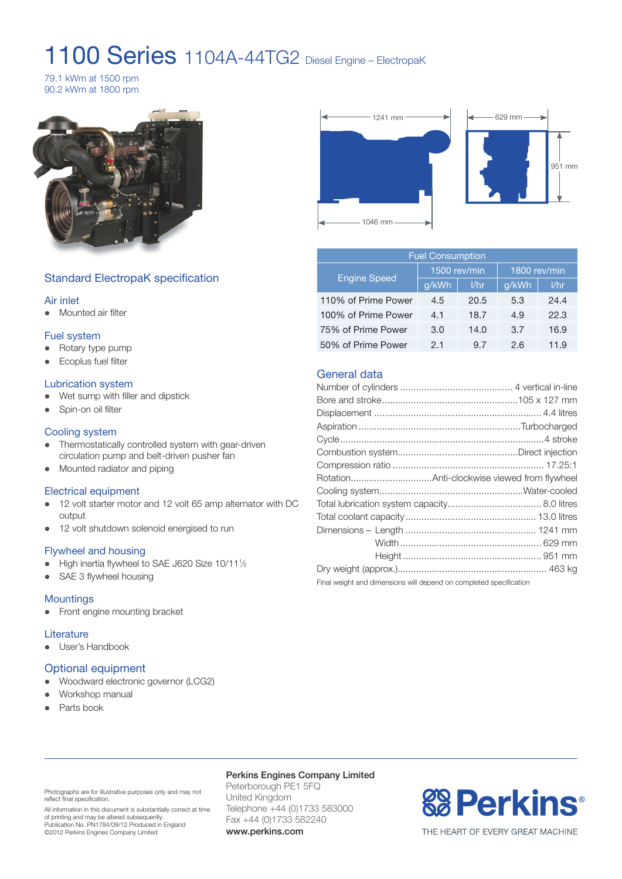# 1100 Series 1104A-44TG2 Diesel Engine – ElectropaK

79.1 kWm at 1500 rpm
90.2 kWm at 1800 rpm

1241 mm
629 mm
951 mm
1046 mm

## Standard ElectropaK specification

### Air inlet

- Mounted air filter

### Fuel system

- Rotary type pump
- Ecoplus fuel filter

### Lubrication system

- Wet sump with filler and dipstick
- Spin-on oil filter

### Cooling system

- Thermostatically controlled system with gear-driven circulation pump and belt-driven pusher fan
- Mounted radiator and piping

### Electrical equipment

- 12 volt starter motor and 12 volt 65 amp alternator with DC output
- 12 volt shutdown solenoid energised to run

### Flywheel and housing

- High inertia flywheel to SAE J620 Size 10/11½
- SAE 3 flywheel housing

### Mountings

- Front engine mounting bracket

### Literature

- User's Handbook

## Optional equipment

- Woodward electronic governor (LCG2)
- Workshop manual
- Parts book

| Fuel Consumption | | | | |
|---|---|---|---|---|
| Engine Speed | 1500 rev/min | | 1800 rev/min | |
| | g/kWh | l/hr | g/kWh | l/hr |
| 110% of Prime Power | 4.5 | 20.5 | 5.3 | 24.4 |
| 100% of Prime Power | 4.1 | 18.7 | 4.9 | 22.3 |
| 75% of Prime Power | 3.0 | 14.0 | 3.7 | 16.9 |
| 50% of Prime Power | 2.1 | 9.7 | 2.6 | 11.9 |

## General data

| | |
|---|---|
| Number of cylinders | 4 vertical in-line |
| Bore and stroke | 105 x 127 mm |
| Displacement | 4.4 litres |
| Aspiration | Turbocharged |
| Cycle | 4 stroke |
| Combustion system | Direct injection |
| Compression ratio | 17.25:1 |
| Rotation | Anti-clockwise viewed from flywheel |
| Cooling system | Water-cooled |
| Total lubrication system capacity | 8.0 litres |
| Total coolant capacity | 13.0 litres |
| Dimensions – Length | 1241 mm |
| Width | 629 mm |
| Height | 951 mm |
| Dry weight (approx.) | 463 kg |

Final weight and dimensions will depend on completed specification

Photographs are for illustrative purposes only and may not reflect final specification.

All information in this document is substantially correct at time of printing and may be altered subsequently.
Publication No. PN1784/09/12 Produced in England
©2012 Perkins Engines Company Limited

**Perkins Engines Company Limited**
Peterborough PE1 5FQ
United Kingdom
Telephone +44 (0)1733 583000
Fax +44 (0)1733 582240
**www.perkins.com**

Perkins®
THE HEART OF EVERY GREAT MACHINE